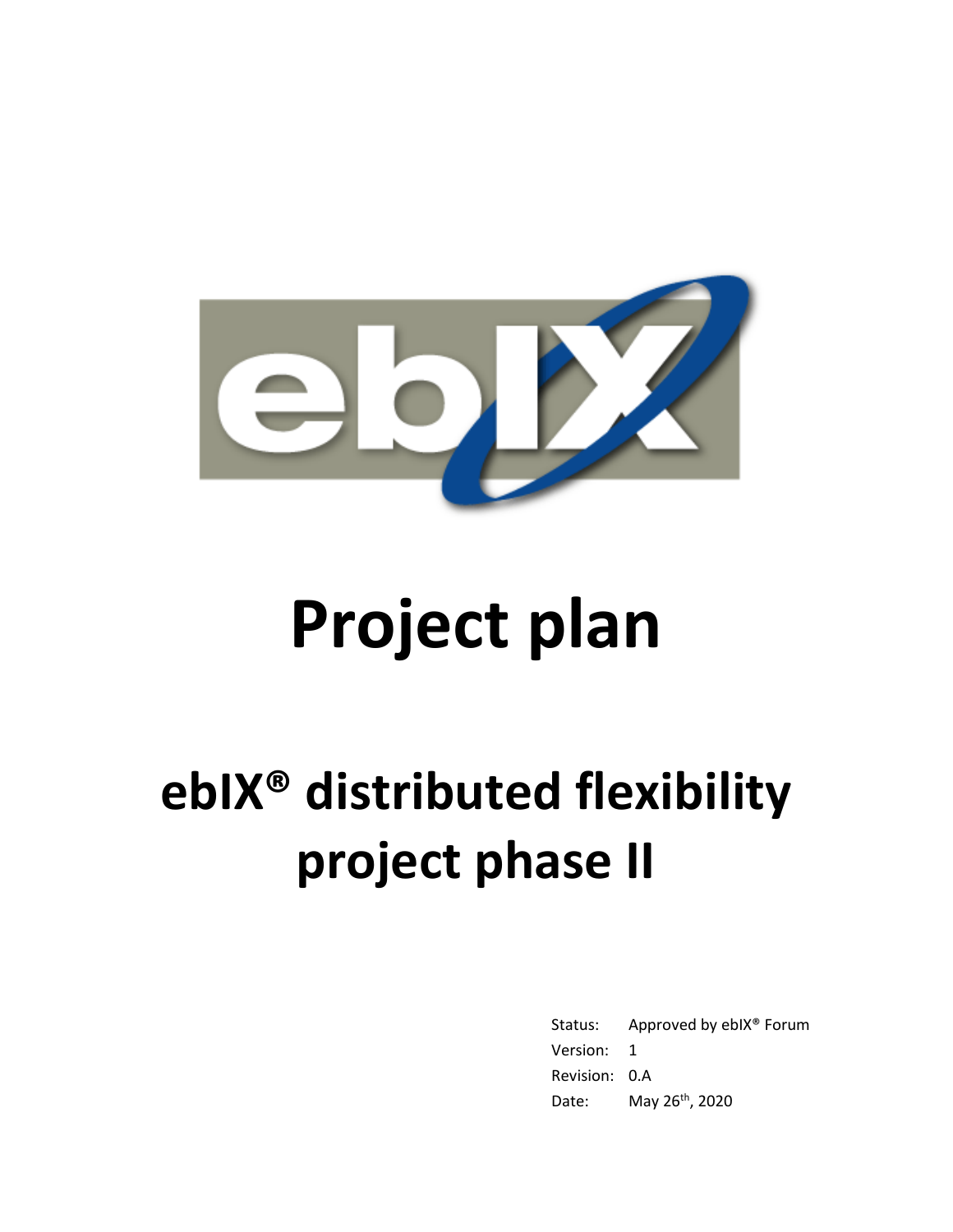# Project plan

# ebIX® distributed flexibility project phase II

Status: Approved by ebIX® Forum

Version: 1

Revision: 0.A

Date: May 26th, 2020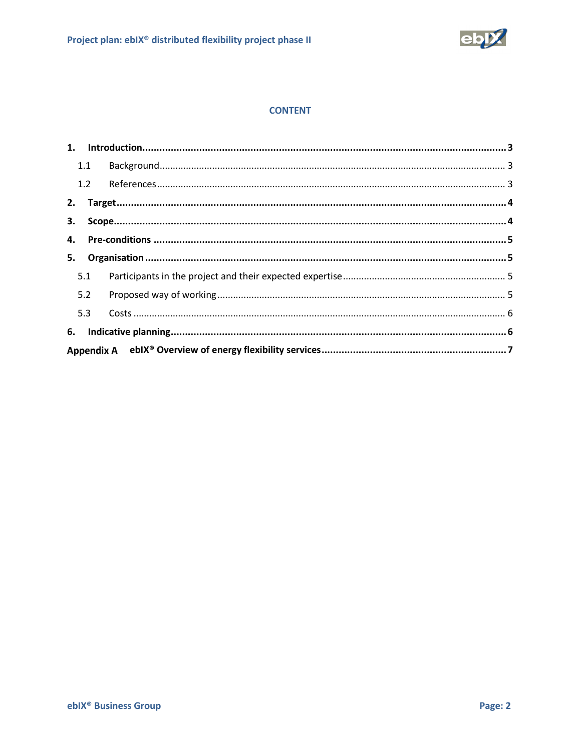## CONTENT

**1. Introduction....................................................................................................3**

1.1 Background..........................................................................................................3

1.2 References..........................................................................................................3

**2. Target....................................................................................................4**

**3. Scope....................................................................................................4**

**4. Pre-conditions....................................................................................................5**

**5. Organisation....................................................................................................5**

5.1 Participants in the project and their expected expertise..........................................5

5.2 Proposed way of working..........................................................................................5

5.3 Costs..........................................................................................................6

**6. Indicative planning....................................................................................................6**

**Appendix A ebIX® Overview of energy flexibility services....................................................7**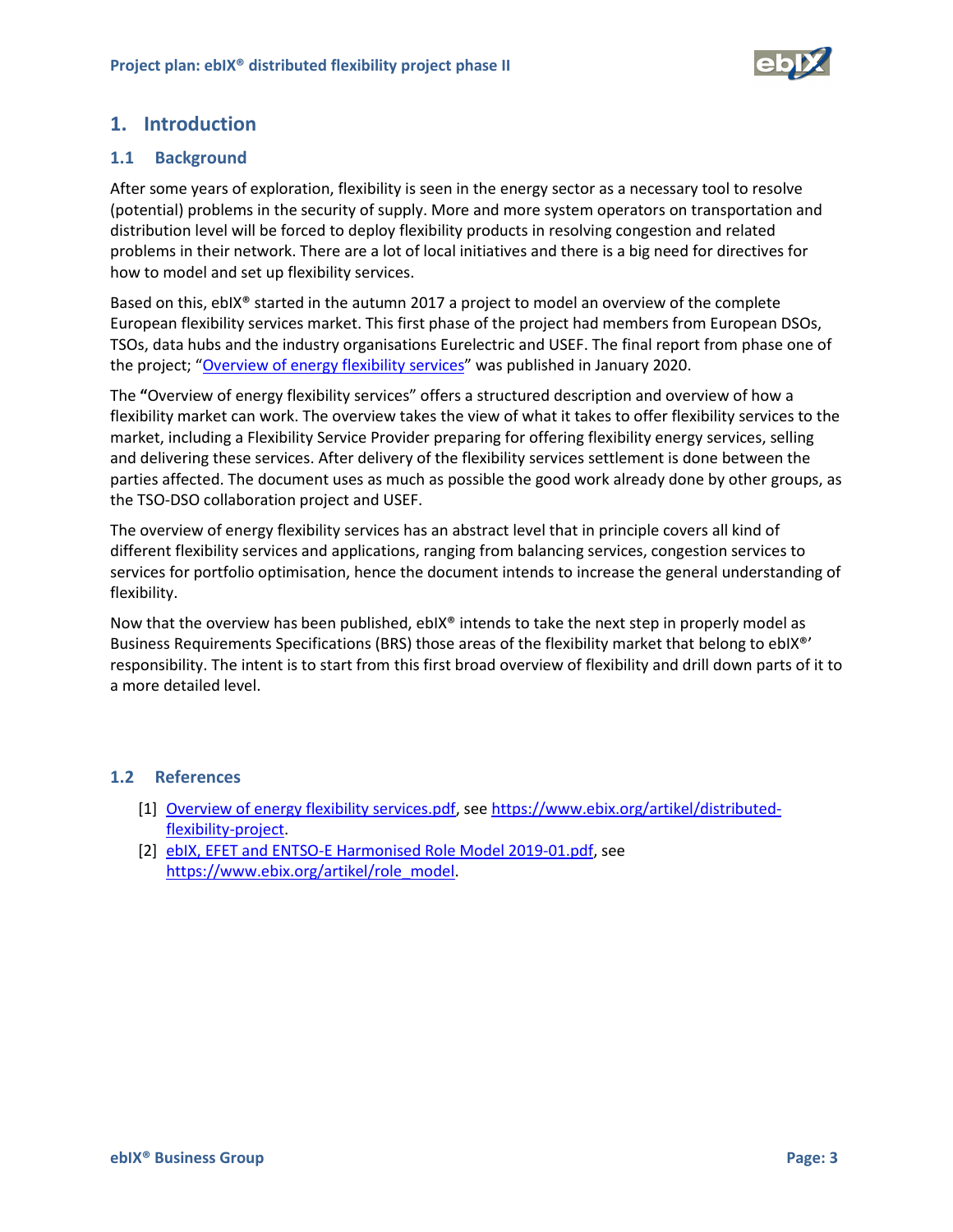# 1. Introduction

## 1.1 Background

After some years of exploration, flexibility is seen in the energy sector as a necessary tool to resolve (potential) problems in the security of supply. More and more system operators on transportation and distribution level will be forced to deploy flexibility products in resolving congestion and related problems in their network. There are a lot of local initiatives and there is a big need for directives for how to model and set up flexibility services.

Based on this, ebIX® started in the autumn 2017 a project to model an overview of the complete European flexibility services market. This first phase of the project had members from European DSOs, TSOs, data hubs and the industry organisations Eurelectric and USEF. The final report from phase one of the project; "[Overview of energy flexibility services](https://www.ebix.org/artikel/distributed-flexibility-project)" was published in January 2020.

The **"**Overview of energy flexibility services" offers a structured description and overview of how a flexibility market can work. The overview takes the view of what it takes to offer flexibility services to the market, including a Flexibility Service Provider preparing for offering flexibility energy services, selling and delivering these services. After delivery of the flexibility services settlement is done between the parties affected. The document uses as much as possible the good work already done by other groups, as the TSO-DSO collaboration project and USEF.

The overview of energy flexibility services has an abstract level that in principle covers all kind of different flexibility services and applications, ranging from balancing services, congestion services to services for portfolio optimisation, hence the document intends to increase the general understanding of flexibility.

Now that the overview has been published, ebIX® intends to take the next step in properly model as Business Requirements Specifications (BRS) those areas of the flexibility market that belong to ebIX®' responsibility. The intent is to start from this first broad overview of flexibility and drill down parts of it to a more detailed level.

## 1.2 References

[1] [Overview of energy flexibility services.pdf](https://www.ebix.org/artikel/distributed-flexibility-project), see [https://www.ebix.org/artikel/distributed-flexibility-project](https://www.ebix.org/artikel/distributed-flexibility-project).

[2] [ebIX, EFET and ENTSO-E Harmonised Role Model 2019-01.pdf](https://www.ebix.org/artikel/role_model), see [https://www.ebix.org/artikel/role_model](https://www.ebix.org/artikel/role_model).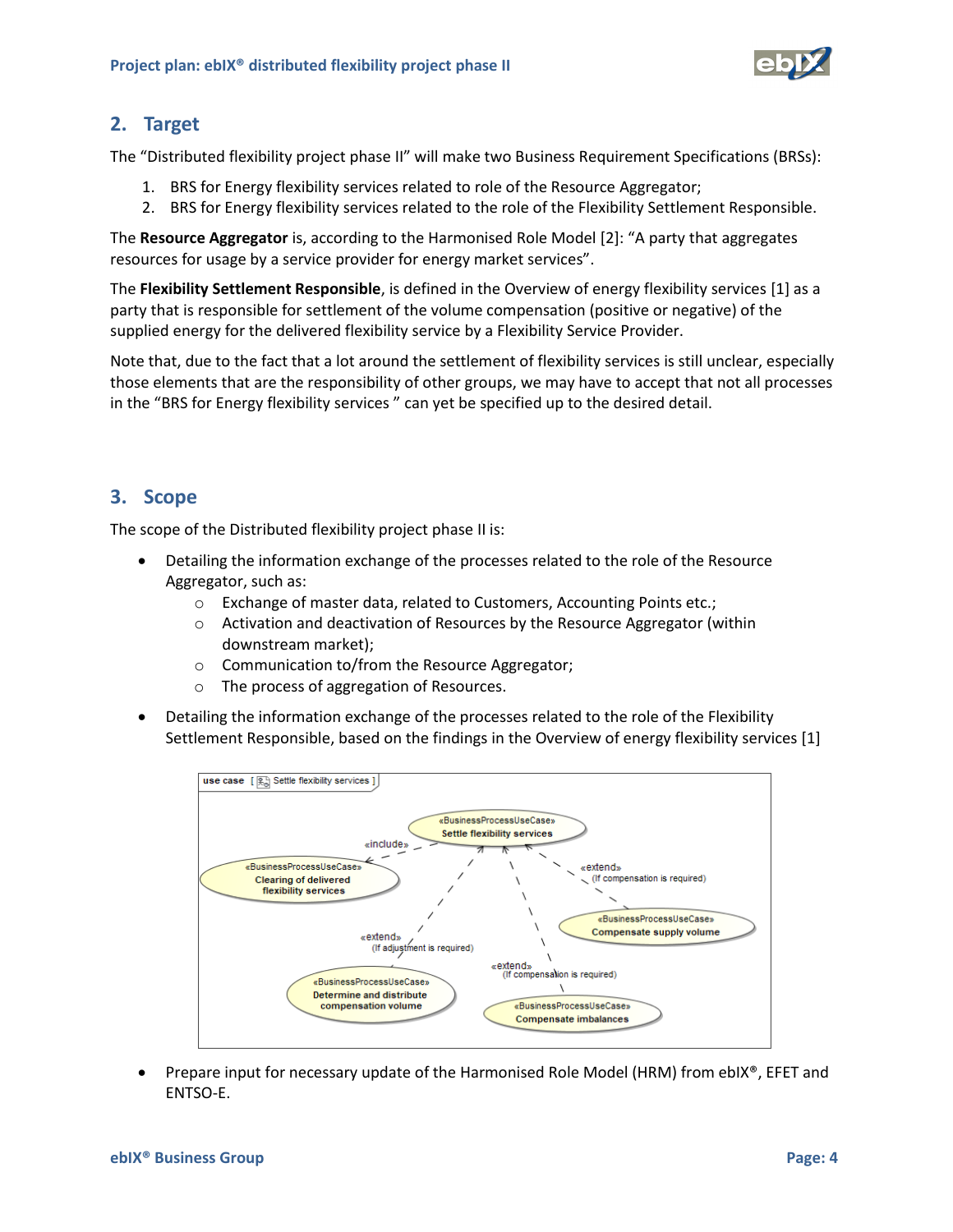## 2. Target

The "Distributed flexibility project phase II" will make two Business Requirement Specifications (BRSs):

1. BRS for Energy flexibility services related to role of the Resource Aggregator;
2. BRS for Energy flexibility services related to the role of the Flexibility Settlement Responsible.

The **Resource Aggregator** is, according to the Harmonised Role Model [2]: "A party that aggregates resources for usage by a service provider for energy market services".

The **Flexibility Settlement Responsible**, is defined in the Overview of energy flexibility services [1] as a party that is responsible for settlement of the volume compensation (positive or negative) of the supplied energy for the delivered flexibility service by a Flexibility Service Provider.

Note that, due to the fact that a lot around the settlement of flexibility services is still unclear, especially those elements that are the responsibility of other groups, we may have to accept that not all processes in the "BRS for Energy flexibility services " can yet be specified up to the desired detail.

## 3. Scope

The scope of the Distributed flexibility project phase II is:

- Detailing the information exchange of the processes related to the role of the Resource Aggregator, such as:
  - Exchange of master data, related to Customers, Accounting Points etc.;
  - Activation and deactivation of Resources by the Resource Aggregator (within downstream market);
  - Communication to/from the Resource Aggregator;
  - The process of aggregation of Resources.
- Detailing the information exchange of the processes related to the role of the Flexibility Settlement Responsible, based on the findings in the Overview of energy flexibility services [1]

- Prepare input for necessary update of the Harmonised Role Model (HRM) from eblX®, EFET and ENTSO-E.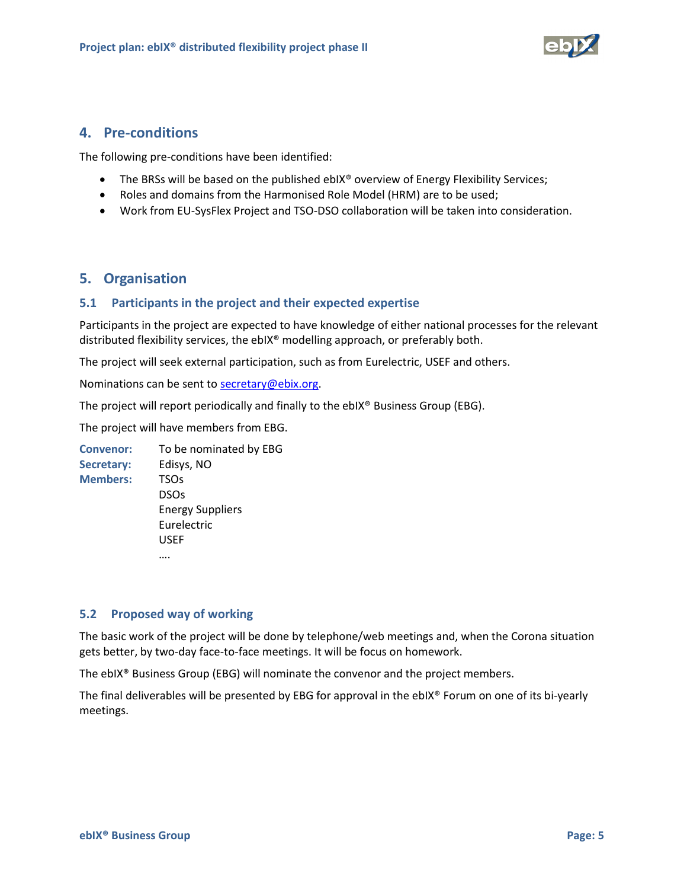## 4. Pre-conditions

The following pre-conditions have been identified:

- The BRSs will be based on the published ebIX® overview of Energy Flexibility Services;
- Roles and domains from the Harmonised Role Model (HRM) are to be used;
- Work from EU-SysFlex Project and TSO-DSO collaboration will be taken into consideration.

## 5. Organisation

### 5.1 Participants in the project and their expected expertise

Participants in the project are expected to have knowledge of either national processes for the relevant distributed flexibility services, the ebIX® modelling approach, or preferably both.

The project will seek external participation, such as from Eurelectric, USEF and others.

Nominations can be sent to secretary@ebix.org.

The project will report periodically and finally to the ebIX® Business Group (EBG).

The project will have members from EBG.

**Convenor:** To be nominated by EBG
**Secretary:** Edisys, NO
**Members:** TSOs
DSOs
Energy Suppliers
Eurelectric
USEF
….

### 5.2 Proposed way of working

The basic work of the project will be done by telephone/web meetings and, when the Corona situation gets better, by two-day face-to-face meetings. It will be focus on homework.

The ebIX® Business Group (EBG) will nominate the convenor and the project members.

The final deliverables will be presented by EBG for approval in the ebIX® Forum on one of its bi-yearly meetings.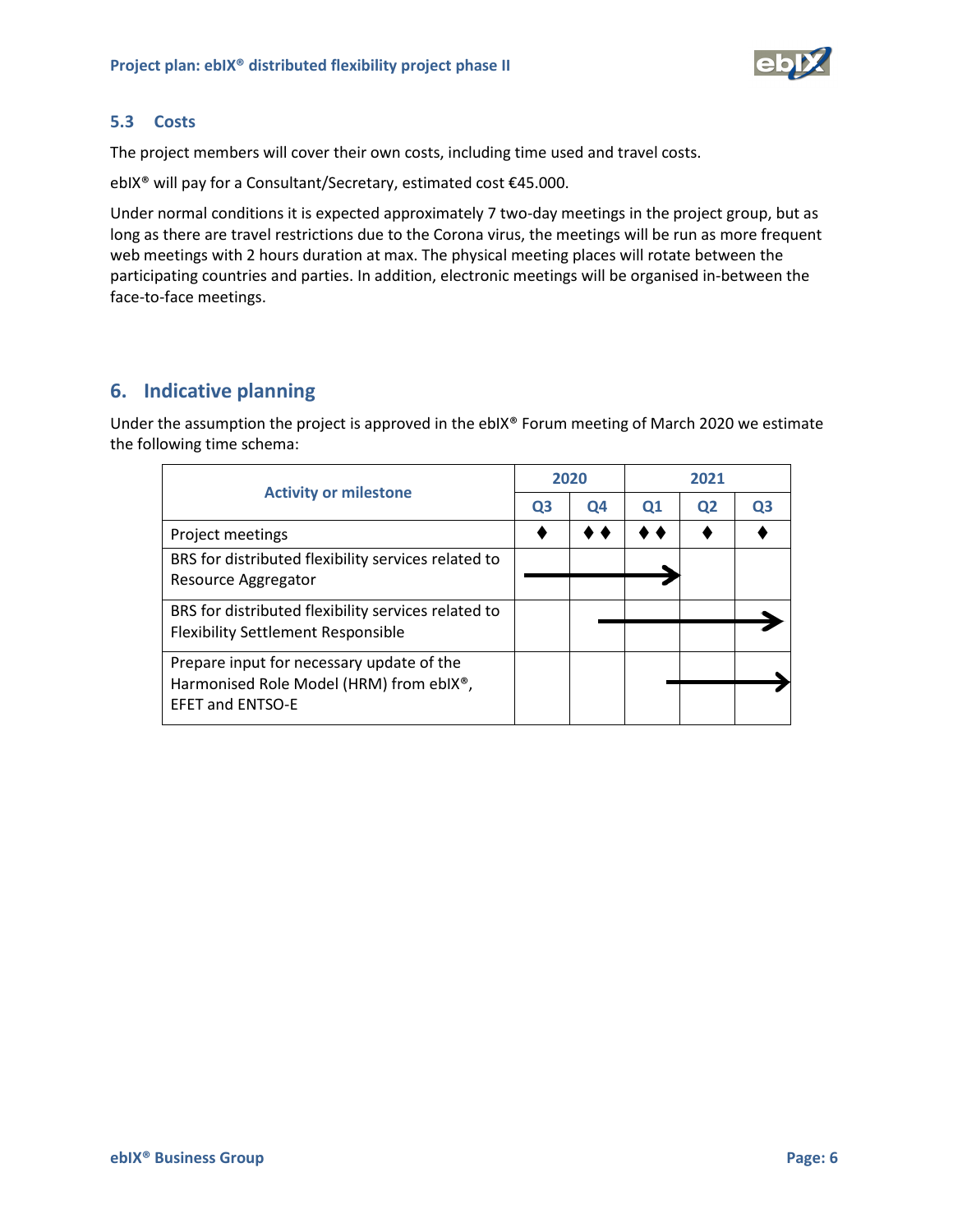### 5.3 Costs

The project members will cover their own costs, including time used and travel costs.

ebIX® will pay for a Consultant/Secretary, estimated cost €45.000.

Under normal conditions it is expected approximately 7 two-day meetings in the project group, but as long as there are travel restrictions due to the Corona virus, the meetings will be run as more frequent web meetings with 2 hours duration at max. The physical meeting places will rotate between the participating countries and parties. In addition, electronic meetings will be organised in-between the face-to-face meetings.

## 6. Indicative planning

Under the assumption the project is approved in the ebIX® Forum meeting of March 2020 we estimate the following time schema:

| Activity or milestone | 2020 | | 2021 | | |
|---|---|---|---|---|---|
| | Q3 | Q4 | Q1 | Q2 | Q3 |
| Project meetings | ♦ | ♦ ♦ | ♦ ♦ | ♦ | ♦ |
| BRS for distributed flexibility services related to Resource Aggregator | ──── | ──── | ───→ | | |
| BRS for distributed flexibility services related to Flexibility Settlement Responsible | | ── | ──── | ──── | ───→ |
| Prepare input for necessary update of the Harmonised Role Model (HRM) from ebIX®, EFET and ENTSO-E | | | ── | ──── | ───→ |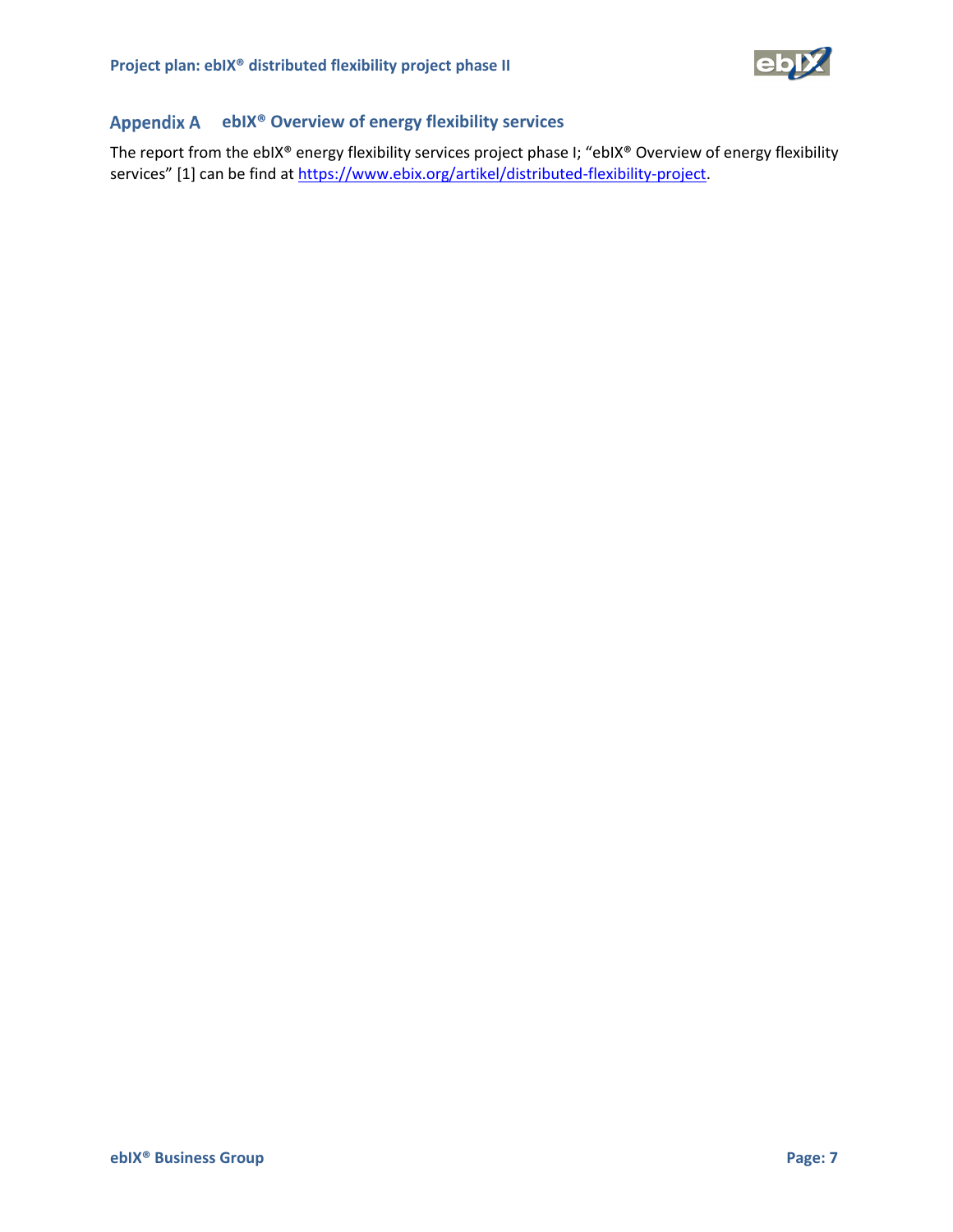## Appendix A ebIX® Overview of energy flexibility services

The report from the ebIX® energy flexibility services project phase I; "ebIX® Overview of energy flexibility services" [1] can be find at https://www.ebix.org/artikel/distributed-flexibility-project.